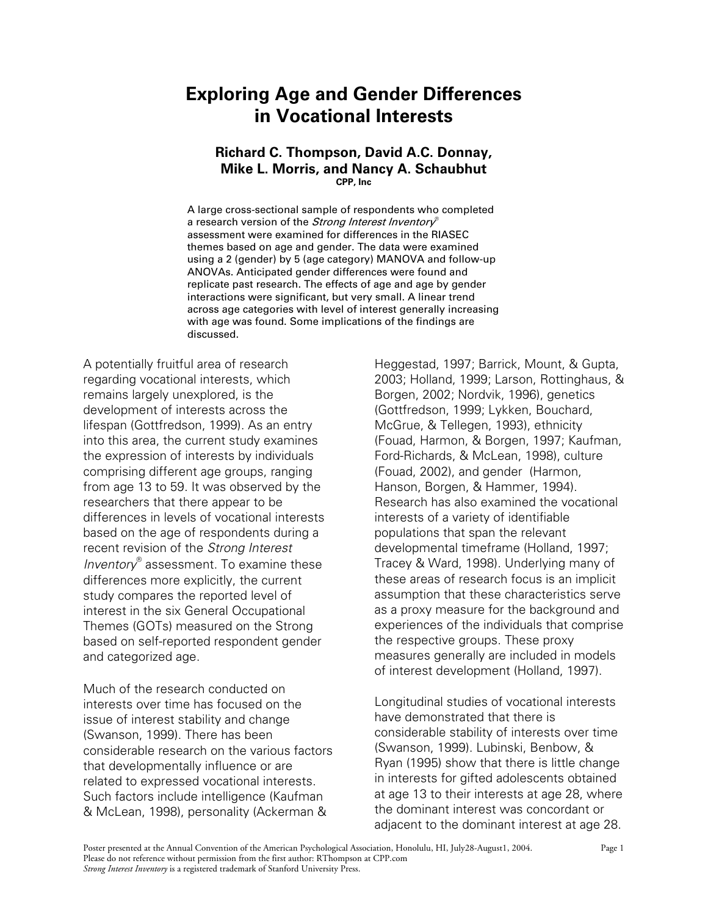# Exploring Age and Gender Differences in Vocational Interests

**Richard C. Thompson, David A.C. Donnay, Mike L. Morris, and Nancy A. Schaubhut**

**CPP, Inc**

A large cross-sectional sample of respondents who completed a research version of the *Strong Interest Inventory*® assessment were examined for differences in the RIASEC themes based on age and gender. The data were examined using a 2 (gender) by 5 (age category) MANOVA and follow-up ANOVAs. Anticipated gender differences were found and replicate past research. The effects of age and age by gender interactions were significant, but very small. A linear trend across age categories with level of interest generally increasing with age was found. Some implications of the findings are discussed.

A potentially fruitful area of research regarding vocational interests, which remains largely unexplored, is the development of interests across the lifespan (Gottfredson, 1999). As an entry into this area, the current study examines the expression of interests by individuals comprising different age groups, ranging from age 13 to 59. It was observed by the researchers that there appear to be differences in levels of vocational interests based on the age of respondents during a recent revision of the *Strong Interest Inventory*® assessment. To examine these differences more explicitly, the current study compares the reported level of interest in the six General Occupational Themes (GOTs) measured on the Strong based on self-reported respondent gender and categorized age.

Much of the research conducted on interests over time has focused on the issue of interest stability and change (Swanson, 1999). There has been considerable research on the various factors that developmentally influence or are related to expressed vocational interests. Such factors include intelligence (Kaufman & McLean, 1998), personality (Ackerman & Heggestad, 1997; Barrick, Mount, & Gupta, 2003; Holland, 1999; Larson, Rottinghaus, & Borgen, 2002; Nordvik, 1996), genetics (Gottfredson, 1999; Lykken, Bouchard, McGrue, & Tellegen, 1993), ethnicity (Fouad, Harmon, & Borgen, 1997; Kaufman, Ford-Richards, & McLean, 1998), culture (Fouad, 2002), and gender (Harmon, Hanson, Borgen, & Hammer, 1994). Research has also examined the vocational interests of a variety of identifiable populations that span the relevant developmental timeframe (Holland, 1997; Tracey & Ward, 1998). Underlying many of these areas of research focus is an implicit assumption that these characteristics serve as a proxy measure for the background and experiences of the individuals that comprise the respective groups. These proxy measures generally are included in models of interest development (Holland, 1997).

Longitudinal studies of vocational interests have demonstrated that there is considerable stability of interests over time (Swanson, 1999). Lubinski, Benbow, & Ryan (1995) show that there is little change in interests for gifted adolescents obtained at age 13 to their interests at age 28, where the dominant interest was concordant or adjacent to the dominant interest at age 28.

Poster presented at the Annual Convention of the American Psychological Association, Honolulu, HI, July28-August1, 2004.
Please do not reference without permission from the first author: RThompson at CPP.com
*Strong Interest Inventory* is a registered trademark of Stanford University Press.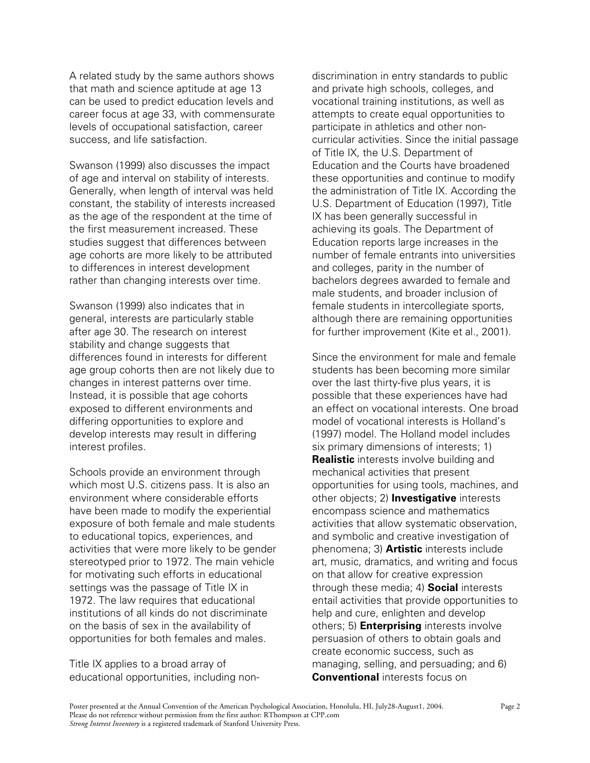A related study by the same authors shows that math and science aptitude at age 13 can be used to predict education levels and career focus at age 33, with commensurate levels of occupational satisfaction, career success, and life satisfaction.

Swanson (1999) also discusses the impact of age and interval on stability of interests. Generally, when length of interval was held constant, the stability of interests increased as the age of the respondent at the time of the first measurement increased. These studies suggest that differences between age cohorts are more likely to be attributed to differences in interest development rather than changing interests over time.

Swanson (1999) also indicates that in general, interests are particularly stable after age 30. The research on interest stability and change suggests that differences found in interests for different age group cohorts then are not likely due to changes in interest patterns over time. Instead, it is possible that age cohorts exposed to different environments and differing opportunities to explore and develop interests may result in differing interest profiles.

Schools provide an environment through which most U.S. citizens pass. It is also an environment where considerable efforts have been made to modify the experiential exposure of both female and male students to educational topics, experiences, and activities that were more likely to be gender stereotyped prior to 1972. The main vehicle for motivating such efforts in educational settings was the passage of Title IX in 1972. The law requires that educational institutions of all kinds do not discriminate on the basis of sex in the availability of opportunities for both females and males.

Title IX applies to a broad array of educational opportunities, including non-discrimination in entry standards to public and private high schools, colleges, and vocational training institutions, as well as attempts to create equal opportunities to participate in athletics and other non-curricular activities. Since the initial passage of Title IX, the U.S. Department of Education and the Courts have broadened these opportunities and continue to modify the administration of Title IX. According the U.S. Department of Education (1997), Title IX has been generally successful in achieving its goals. The Department of Education reports large increases in the number of female entrants into universities and colleges, parity in the number of bachelors degrees awarded to female and male students, and broader inclusion of female students in intercollegiate sports, although there are remaining opportunities for further improvement (Kite et al., 2001).

Since the environment for male and female students has been becoming more similar over the last thirty-five plus years, it is possible that these experiences have had an effect on vocational interests. One broad model of vocational interests is Holland's (1997) model. The Holland model includes six primary dimensions of interests; 1) **Realistic** interests involve building and mechanical activities that present opportunities for using tools, machines, and other objects; 2) **Investigative** interests encompass science and mathematics activities that allow systematic observation, and symbolic and creative investigation of phenomena; 3) **Artistic** interests include art, music, dramatics, and writing and focus on that allow for creative expression through these media; 4) **Social** interests entail activities that provide opportunities to help and cure, enlighten and develop others; 5) **Enterprising** interests involve persuasion of others to obtain goals and create economic success, such as managing, selling, and persuading; and 6) **Conventional** interests focus on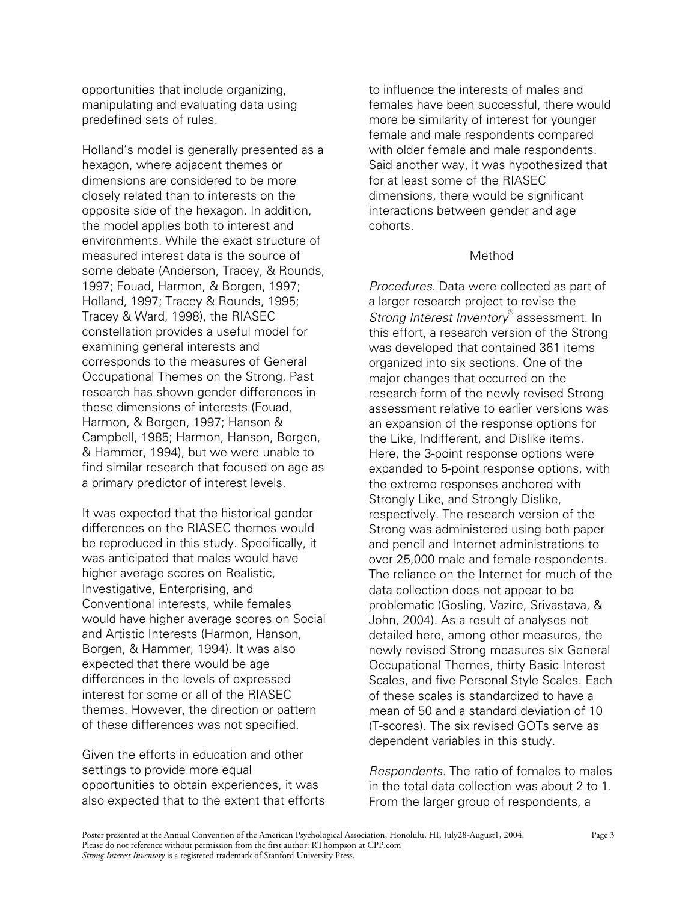opportunities that include organizing, manipulating and evaluating data using predefined sets of rules.

Holland's model is generally presented as a hexagon, where adjacent themes or dimensions are considered to be more closely related than to interests on the opposite side of the hexagon. In addition, the model applies both to interest and environments. While the exact structure of measured interest data is the source of some debate (Anderson, Tracey, & Rounds, 1997; Fouad, Harmon, & Borgen, 1997; Holland, 1997; Tracey & Rounds, 1995; Tracey & Ward, 1998), the RIASEC constellation provides a useful model for examining general interests and corresponds to the measures of General Occupational Themes on the Strong. Past research has shown gender differences in these dimensions of interests (Fouad, Harmon, & Borgen, 1997; Hanson & Campbell, 1985; Harmon, Hanson, Borgen, & Hammer, 1994), but we were unable to find similar research that focused on age as a primary predictor of interest levels.

It was expected that the historical gender differences on the RIASEC themes would be reproduced in this study. Specifically, it was anticipated that males would have higher average scores on Realistic, Investigative, Enterprising, and Conventional interests, while females would have higher average scores on Social and Artistic Interests (Harmon, Hanson, Borgen, & Hammer, 1994). It was also expected that there would be age differences in the levels of expressed interest for some or all of the RIASEC themes. However, the direction or pattern of these differences was not specified.

Given the efforts in education and other settings to provide more equal opportunities to obtain experiences, it was also expected that to the extent that efforts to influence the interests of males and females have been successful, there would more be similarity of interest for younger female and male respondents compared with older female and male respondents. Said another way, it was hypothesized that for at least some of the RIASEC dimensions, there would be significant interactions between gender and age cohorts.

## Method

*Procedures*. Data were collected as part of a larger research project to revise the *Strong Interest Inventory*® assessment. In this effort, a research version of the Strong was developed that contained 361 items organized into six sections. One of the major changes that occurred on the research form of the newly revised Strong assessment relative to earlier versions was an expansion of the response options for the Like, Indifferent, and Dislike items. Here, the 3-point response options were expanded to 5-point response options, with the extreme responses anchored with Strongly Like, and Strongly Dislike, respectively. The research version of the Strong was administered using both paper and pencil and Internet administrations to over 25,000 male and female respondents. The reliance on the Internet for much of the data collection does not appear to be problematic (Gosling, Vazire, Srivastava, & John, 2004). As a result of analyses not detailed here, among other measures, the newly revised Strong measures six General Occupational Themes, thirty Basic Interest Scales, and five Personal Style Scales. Each of these scales is standardized to have a mean of 50 and a standard deviation of 10 (T-scores). The six revised GOTs serve as dependent variables in this study.

*Respondents.* The ratio of females to males in the total data collection was about 2 to 1. From the larger group of respondents, a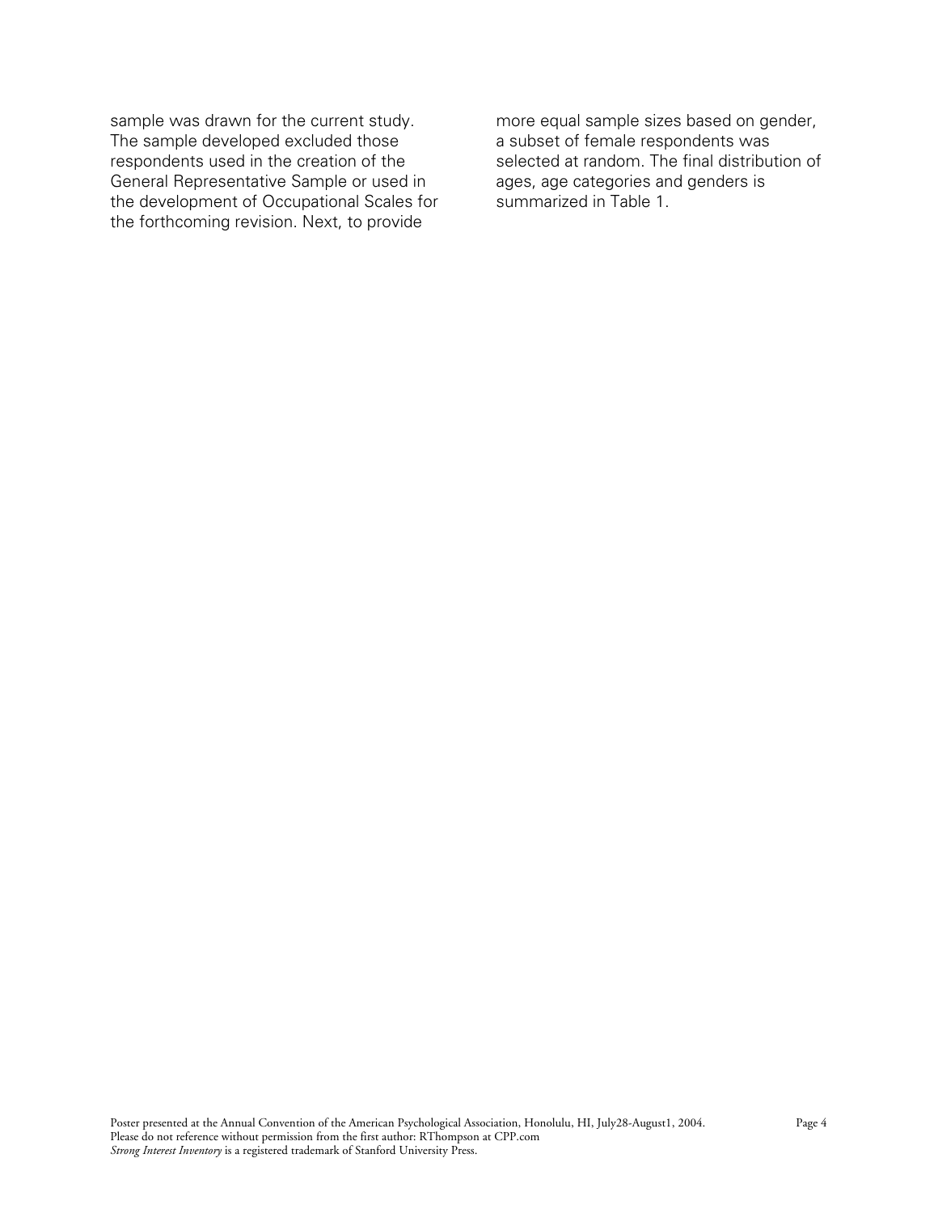sample was drawn for the current study. The sample developed excluded those respondents used in the creation of the General Representative Sample or used in the development of Occupational Scales for the forthcoming revision. Next, to provide more equal sample sizes based on gender, a subset of female respondents was selected at random. The final distribution of ages, age categories and genders is summarized in Table 1.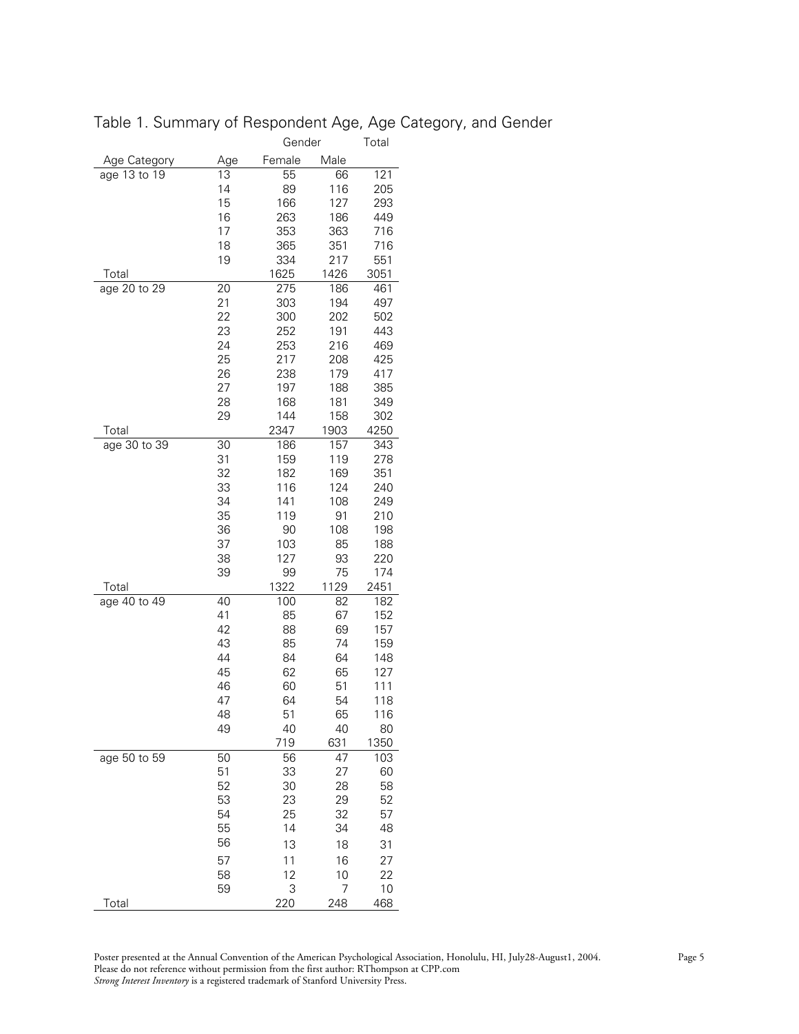Table 1. Summary of Respondent Age, Age Category, and Gender

| | | Gender | | Total |
|---|---|---|---|---|
| Age Category | Age | Female | Male | |
| age 13 to 19 | 13 | 55 | 66 | 121 |
| | 14 | 89 | 116 | 205 |
| | 15 | 166 | 127 | 293 |
| | 16 | 263 | 186 | 449 |
| | 17 | 353 | 363 | 716 |
| | 18 | 365 | 351 | 716 |
| | 19 | 334 | 217 | 551 |
| Total | | 1625 | 1426 | 3051 |
| age 20 to 29 | 20 | 275 | 186 | 461 |
| | 21 | 303 | 194 | 497 |
| | 22 | 300 | 202 | 502 |
| | 23 | 252 | 191 | 443 |
| | 24 | 253 | 216 | 469 |
| | 25 | 217 | 208 | 425 |
| | 26 | 238 | 179 | 417 |
| | 27 | 197 | 188 | 385 |
| | 28 | 168 | 181 | 349 |
| | 29 | 144 | 158 | 302 |
| Total | | 2347 | 1903 | 4250 |
| age 30 to 39 | 30 | 186 | 157 | 343 |
| | 31 | 159 | 119 | 278 |
| | 32 | 182 | 169 | 351 |
| | 33 | 116 | 124 | 240 |
| | 34 | 141 | 108 | 249 |
| | 35 | 119 | 91 | 210 |
| | 36 | 90 | 108 | 198 |
| | 37 | 103 | 85 | 188 |
| | 38 | 127 | 93 | 220 |
| | 39 | 99 | 75 | 174 |
| Total | | 1322 | 1129 | 2451 |
| age 40 to 49 | 40 | 100 | 82 | 182 |
| | 41 | 85 | 67 | 152 |
| | 42 | 88 | 69 | 157 |
| | 43 | 85 | 74 | 159 |
| | 44 | 84 | 64 | 148 |
| | 45 | 62 | 65 | 127 |
| | 46 | 60 | 51 | 111 |
| | 47 | 64 | 54 | 118 |
| | 48 | 51 | 65 | 116 |
| | 49 | 40 | 40 | 80 |
| | | 719 | 631 | 1350 |
| age 50 to 59 | 50 | 56 | 47 | 103 |
| | 51 | 33 | 27 | 60 |
| | 52 | 30 | 28 | 58 |
| | 53 | 23 | 29 | 52 |
| | 54 | 25 | 32 | 57 |
| | 55 | 14 | 34 | 48 |
| | 56 | 13 | 18 | 31 |
| | 57 | 11 | 16 | 27 |
| | 58 | 12 | 10 | 22 |
| | 59 | 3 | 7 | 10 |
| Total | | 220 | 248 | 468 |

Poster presented at the Annual Convention of the American Psychological Association, Honolulu, HI, July28-August1, 2004.
Please do not reference without permission from the first author: RThompson at CPP.com
*Strong Interest Inventory* is a registered trademark of Stanford University Press.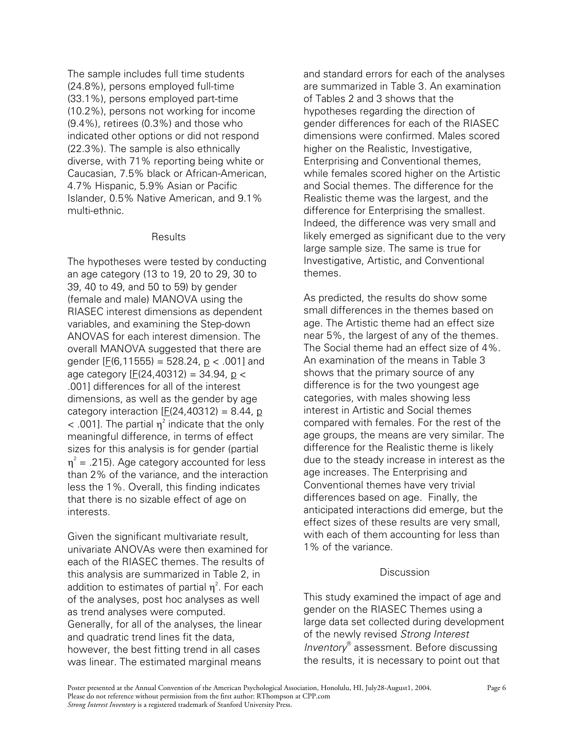The sample includes full time students (24.8%), persons employed full-time (33.1%), persons employed part-time (10.2%), persons not working for income (9.4%), retirees (0.3%) and those who indicated other options or did not respond (22.3%). The sample is also ethnically diverse, with 71% reporting being white or Caucasian, 7.5% black or African-American, 4.7% Hispanic, 5.9% Asian or Pacific Islander, 0.5% Native American, and 9.1% multi-ethnic.

## Results

The hypotheses were tested by conducting an age category (13 to 19, 20 to 29, 30 to 39, 40 to 49, and 50 to 59) by gender (female and male) MANOVA using the RIASEC interest dimensions as dependent variables, and examining the Step-down ANOVAS for each interest dimension. The overall MANOVA suggested that there are gender [$F(6,11555) = 528.24$, $p < .001$] and age category [$F(24,40312) = 34.94$, $p < .001$] differences for all of the interest dimensions, as well as the gender by age category interaction [$F(24,40312) = 8.44$, $p < .001$]. The partial $\eta^2$ indicate that the only meaningful difference, in terms of effect sizes for this analysis is for gender (partial $\eta^2 = .215$). Age category accounted for less than 2% of the variance, and the interaction less the 1%. Overall, this finding indicates that there is no sizable effect of age on interests.

Given the significant multivariate result, univariate ANOVAs were then examined for each of the RIASEC themes. The results of this analysis are summarized in Table 2, in addition to estimates of partial $\eta^2$. For each of the analyses, post hoc analyses as well as trend analyses were computed. Generally, for all of the analyses, the linear and quadratic trend lines fit the data, however, the best fitting trend in all cases was linear. The estimated marginal means and standard errors for each of the analyses are summarized in Table 3. An examination of Tables 2 and 3 shows that the hypotheses regarding the direction of gender differences for each of the RIASEC dimensions were confirmed. Males scored higher on the Realistic, Investigative, Enterprising and Conventional themes, while females scored higher on the Artistic and Social themes. The difference for the Realistic theme was the largest, and the difference for Enterprising the smallest. Indeed, the difference was very small and likely emerged as significant due to the very large sample size. The same is true for Investigative, Artistic, and Conventional themes.

As predicted, the results do show some small differences in the themes based on age. The Artistic theme had an effect size near 5%, the largest of any of the themes. The Social theme had an effect size of 4%. An examination of the means in Table 3 shows that the primary source of any difference is for the two youngest age categories, with males showing less interest in Artistic and Social themes compared with females. For the rest of the age groups, the means are very similar. The difference for the Realistic theme is likely due to the steady increase in interest as the age increases. The Enterprising and Conventional themes have very trivial differences based on age. Finally, the anticipated interactions did emerge, but the effect sizes of these results are very small, with each of them accounting for less than 1% of the variance.

## Discussion

This study examined the impact of age and gender on the RIASEC Themes using a large data set collected during development of the newly revised *Strong Interest Inventory*® assessment. Before discussing the results, it is necessary to point out that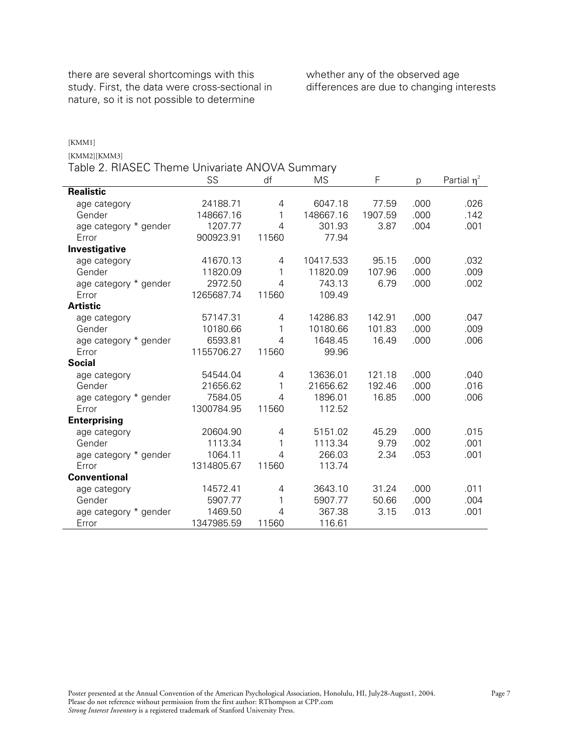there are several shortcomings with this study. First, the data were cross-sectional in nature, so it is not possible to determine whether any of the observed age differences are due to changing interests

[KMM1]

[KMM2][KMM3]

Table 2. RIASEC Theme Univariate ANOVA Summary

| | SS | df | MS | F | p | Partial $\eta^2$ |
|---|---|---|---|---|---|---|
| **Realistic** | | | | | | |
| age category | 24188.71 | 4 | 6047.18 | 77.59 | .000 | .026 |
| Gender | 148667.16 | 1 | 148667.16 | 1907.59 | .000 | .142 |
| age category * gender | 1207.77 | 4 | 301.93 | 3.87 | .004 | .001 |
| Error | 900923.91 | 11560 | 77.94 | | | |
| **Investigative** | | | | | | |
| age category | 41670.13 | 4 | 10417.533 | 95.15 | .000 | .032 |
| Gender | 11820.09 | 1 | 11820.09 | 107.96 | .000 | .009 |
| age category * gender | 2972.50 | 4 | 743.13 | 6.79 | .000 | .002 |
| Error | 1265687.74 | 11560 | 109.49 | | | |
| **Artistic** | | | | | | |
| age category | 57147.31 | 4 | 14286.83 | 142.91 | .000 | .047 |
| Gender | 10180.66 | 1 | 10180.66 | 101.83 | .000 | .009 |
| age category * gender | 6593.81 | 4 | 1648.45 | 16.49 | .000 | .006 |
| Error | 1155706.27 | 11560 | 99.96 | | | |
| **Social** | | | | | | |
| age category | 54544.04 | 4 | 13636.01 | 121.18 | .000 | .040 |
| Gender | 21656.62 | 1 | 21656.62 | 192.46 | .000 | .016 |
| age category * gender | 7584.05 | 4 | 1896.01 | 16.85 | .000 | .006 |
| Error | 1300784.95 | 11560 | 112.52 | | | |
| **Enterprising** | | | | | | |
| age category | 20604.90 | 4 | 5151.02 | 45.29 | .000 | .015 |
| Gender | 1113.34 | 1 | 1113.34 | 9.79 | .002 | .001 |
| age category * gender | 1064.11 | 4 | 266.03 | 2.34 | .053 | .001 |
| Error | 1314805.67 | 11560 | 113.74 | | | |
| **Conventional** | | | | | | |
| age category | 14572.41 | 4 | 3643.10 | 31.24 | .000 | .011 |
| Gender | 5907.77 | 1 | 5907.77 | 50.66 | .000 | .004 |
| age category * gender | 1469.50 | 4 | 367.38 | 3.15 | .013 | .001 |
| Error | 1347985.59 | 11560 | 116.61 | | | |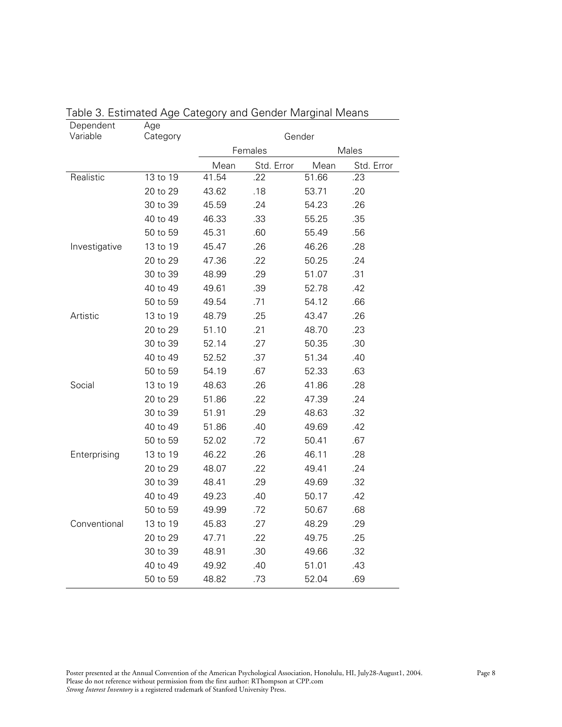Table 3. Estimated Age Category and Gender Marginal Means

| Dependent Variable | Age Category | Gender | | | |
|---|---|---|---|---|---|
| | | Females | | Males | |
| | | Mean | Std. Error | Mean | Std. Error |
| Realistic | 13 to 19 | 41.54 | .22 | 51.66 | .23 |
| | 20 to 29 | 43.62 | .18 | 53.71 | .20 |
| | 30 to 39 | 45.59 | .24 | 54.23 | .26 |
| | 40 to 49 | 46.33 | .33 | 55.25 | .35 |
| | 50 to 59 | 45.31 | .60 | 55.49 | .56 |
| Investigative | 13 to 19 | 45.47 | .26 | 46.26 | .28 |
| | 20 to 29 | 47.36 | .22 | 50.25 | .24 |
| | 30 to 39 | 48.99 | .29 | 51.07 | .31 |
| | 40 to 49 | 49.61 | .39 | 52.78 | .42 |
| | 50 to 59 | 49.54 | .71 | 54.12 | .66 |
| Artistic | 13 to 19 | 48.79 | .25 | 43.47 | .26 |
| | 20 to 29 | 51.10 | .21 | 48.70 | .23 |
| | 30 to 39 | 52.14 | .27 | 50.35 | .30 |
| | 40 to 49 | 52.52 | .37 | 51.34 | .40 |
| | 50 to 59 | 54.19 | .67 | 52.33 | .63 |
| Social | 13 to 19 | 48.63 | .26 | 41.86 | .28 |
| | 20 to 29 | 51.86 | .22 | 47.39 | .24 |
| | 30 to 39 | 51.91 | .29 | 48.63 | .32 |
| | 40 to 49 | 51.86 | .40 | 49.69 | .42 |
| | 50 to 59 | 52.02 | .72 | 50.41 | .67 |
| Enterprising | 13 to 19 | 46.22 | .26 | 46.11 | .28 |
| | 20 to 29 | 48.07 | .22 | 49.41 | .24 |
| | 30 to 39 | 48.41 | .29 | 49.69 | .32 |
| | 40 to 49 | 49.23 | .40 | 50.17 | .42 |
| | 50 to 59 | 49.99 | .72 | 50.67 | .68 |
| Conventional | 13 to 19 | 45.83 | .27 | 48.29 | .29 |
| | 20 to 29 | 47.71 | .22 | 49.75 | .25 |
| | 30 to 39 | 48.91 | .30 | 49.66 | .32 |
| | 40 to 49 | 49.92 | .40 | 51.01 | .43 |
| | 50 to 59 | 48.82 | .73 | 52.04 | .69 |

Poster presented at the Annual Convention of the American Psychological Association, Honolulu, HI, July28-August1, 2004.
Please do not reference without permission from the first author: RThompson at CPP.com
*Strong Interest Inventory* is a registered trademark of Stanford University Press.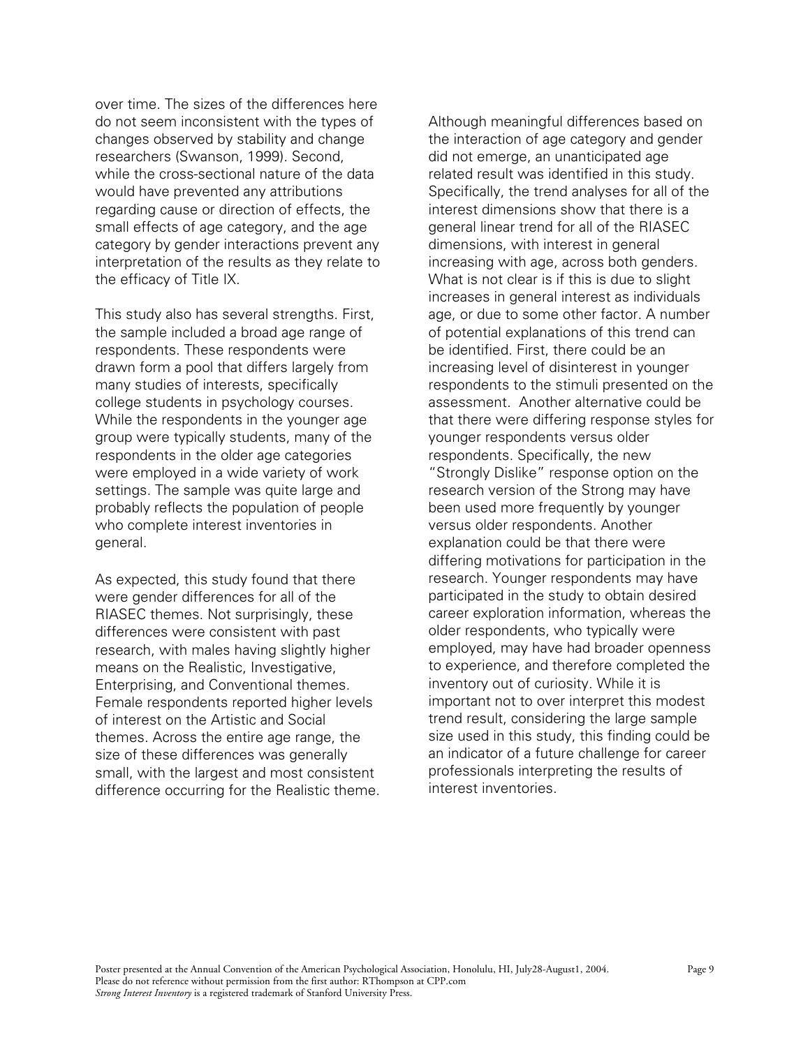over time. The sizes of the differences here do not seem inconsistent with the types of changes observed by stability and change researchers (Swanson, 1999). Second, while the cross-sectional nature of the data would have prevented any attributions regarding cause or direction of effects, the small effects of age category, and the age category by gender interactions prevent any interpretation of the results as they relate to the efficacy of Title IX.

This study also has several strengths. First, the sample included a broad age range of respondents. These respondents were drawn form a pool that differs largely from many studies of interests, specifically college students in psychology courses. While the respondents in the younger age group were typically students, many of the respondents in the older age categories were employed in a wide variety of work settings. The sample was quite large and probably reflects the population of people who complete interest inventories in general.

As expected, this study found that there were gender differences for all of the RIASEC themes. Not surprisingly, these differences were consistent with past research, with males having slightly higher means on the Realistic, Investigative, Enterprising, and Conventional themes. Female respondents reported higher levels of interest on the Artistic and Social themes. Across the entire age range, the size of these differences was generally small, with the largest and most consistent difference occurring for the Realistic theme.

Although meaningful differences based on the interaction of age category and gender did not emerge, an unanticipated age related result was identified in this study. Specifically, the trend analyses for all of the interest dimensions show that there is a general linear trend for all of the RIASEC dimensions, with interest in general increasing with age, across both genders. What is not clear is if this is due to slight increases in general interest as individuals age, or due to some other factor. A number of potential explanations of this trend can be identified. First, there could be an increasing level of disinterest in younger respondents to the stimuli presented on the assessment. Another alternative could be that there were differing response styles for younger respondents versus older respondents. Specifically, the new "Strongly Dislike" response option on the research version of the Strong may have been used more frequently by younger versus older respondents. Another explanation could be that there were differing motivations for participation in the research. Younger respondents may have participated in the study to obtain desired career exploration information, whereas the older respondents, who typically were employed, may have had broader openness to experience, and therefore completed the inventory out of curiosity. While it is important not to over interpret this modest trend result, considering the large sample size used in this study, this finding could be an indicator of a future challenge for career professionals interpreting the results of interest inventories.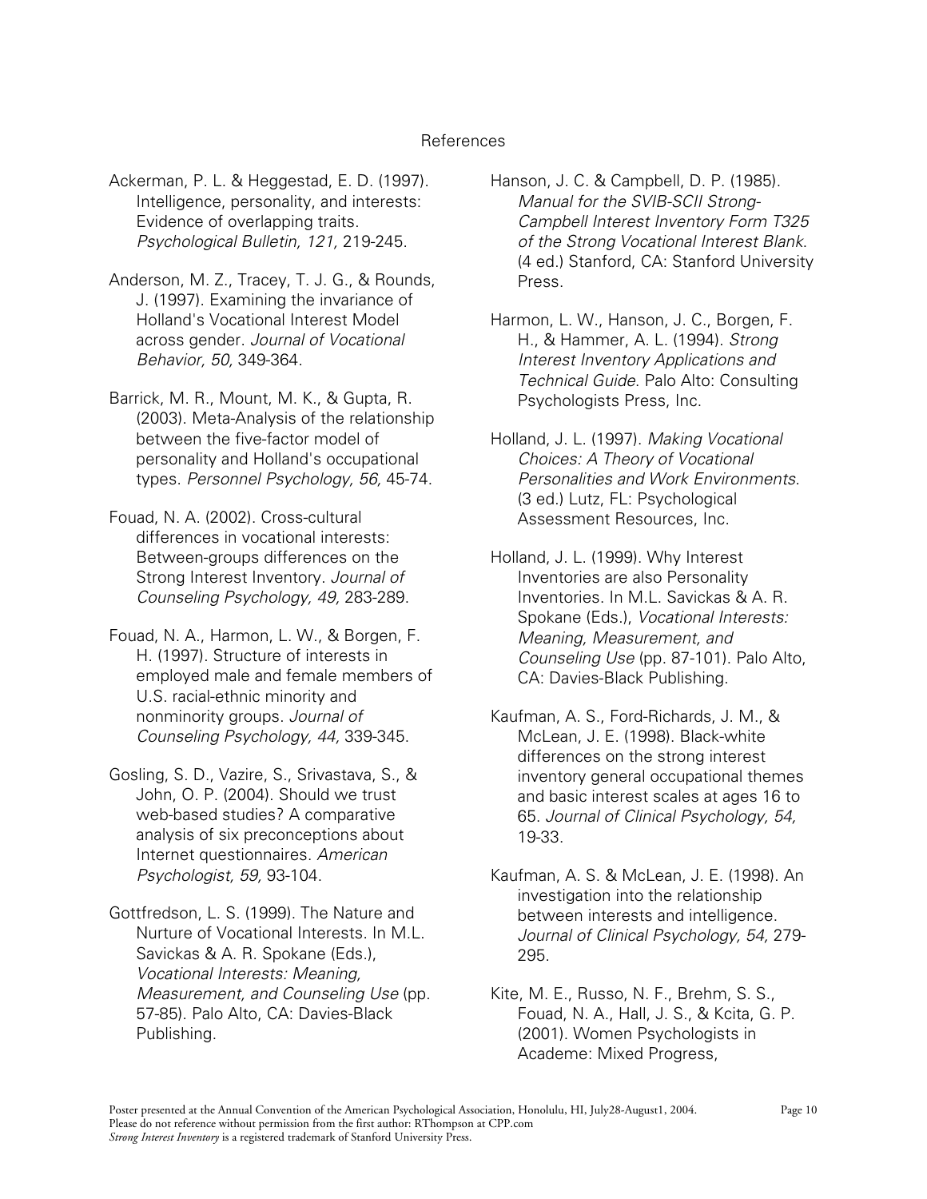## References

Ackerman, P. L. & Heggestad, E. D. (1997). Intelligence, personality, and interests: Evidence of overlapping traits. *Psychological Bulletin, 121,* 219-245.

Anderson, M. Z., Tracey, T. J. G., & Rounds, J. (1997). Examining the invariance of Holland's Vocational Interest Model across gender. *Journal of Vocational Behavior, 50,* 349-364.

Barrick, M. R., Mount, M. K., & Gupta, R. (2003). Meta-Analysis of the relationship between the five-factor model of personality and Holland's occupational types. *Personnel Psychology, 56,* 45-74.

Fouad, N. A. (2002). Cross-cultural differences in vocational interests: Between-groups differences on the Strong Interest Inventory. *Journal of Counseling Psychology, 49,* 283-289.

Fouad, N. A., Harmon, L. W., & Borgen, F. H. (1997). Structure of interests in employed male and female members of U.S. racial-ethnic minority and nonminority groups. *Journal of Counseling Psychology, 44,* 339-345.

Gosling, S. D., Vazire, S., Srivastava, S., & John, O. P. (2004). Should we trust web-based studies? A comparative analysis of six preconceptions about Internet questionnaires. *American Psychologist, 59,* 93-104.

Gottfredson, L. S. (1999). The Nature and Nurture of Vocational Interests. In M.L. Savickas & A. R. Spokane (Eds.), *Vocational Interests: Meaning, Measurement, and Counseling Use* (pp. 57-85). Palo Alto, CA: Davies-Black Publishing.

Hanson, J. C. & Campbell, D. P. (1985). *Manual for the SVIB-SCII Strong-Campbell Interest Inventory Form T325 of the Strong Vocational Interest Blank.* (4 ed.) Stanford, CA: Stanford University Press.

Harmon, L. W., Hanson, J. C., Borgen, F. H., & Hammer, A. L. (1994). *Strong Interest Inventory Applications and Technical Guide.* Palo Alto: Consulting Psychologists Press, Inc.

Holland, J. L. (1997). *Making Vocational Choices: A Theory of Vocational Personalities and Work Environments.* (3 ed.) Lutz, FL: Psychological Assessment Resources, Inc.

Holland, J. L. (1999). Why Interest Inventories are also Personality Inventories. In M.L. Savickas & A. R. Spokane (Eds.), *Vocational Interests: Meaning, Measurement, and Counseling Use* (pp. 87-101). Palo Alto, CA: Davies-Black Publishing.

Kaufman, A. S., Ford-Richards, J. M., & McLean, J. E. (1998). Black-white differences on the strong interest inventory general occupational themes and basic interest scales at ages 16 to 65. *Journal of Clinical Psychology, 54,* 19-33.

Kaufman, A. S. & McLean, J. E. (1998). An investigation into the relationship between interests and intelligence. *Journal of Clinical Psychology, 54,* 279-295.

Kite, M. E., Russo, N. F., Brehm, S. S., Fouad, N. A., Hall, J. S., & Kcita, G. P. (2001). Women Psychologists in Academe: Mixed Progress,

Poster presented at the Annual Convention of the American Psychological Association, Honolulu, HI, July28-August1, 2004.
Please do not reference without permission from the first author: RThompson at CPP.com
*Strong Interest Inventory* is a registered trademark of Stanford University Press.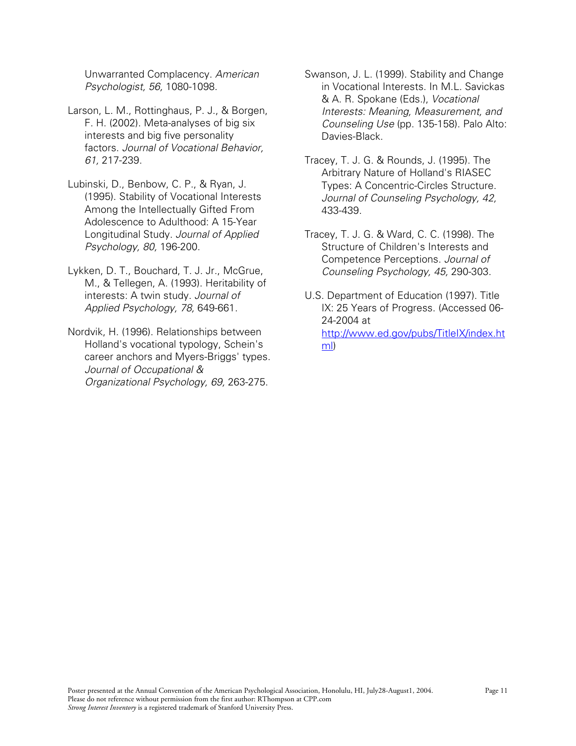Unwarranted Complacency. *American Psychologist, 56,* 1080-1098.

Larson, L. M., Rottinghaus, P. J., & Borgen, F. H. (2002). Meta-analyses of big six interests and big five personality factors. *Journal of Vocational Behavior, 61,* 217-239.

Lubinski, D., Benbow, C. P., & Ryan, J. (1995). Stability of Vocational Interests Among the Intellectually Gifted From Adolescence to Adulthood: A 15-Year Longitudinal Study. *Journal of Applied Psychology, 80,* 196-200.

Lykken, D. T., Bouchard, T. J. Jr., McGrue, M., & Tellegen, A. (1993). Heritability of interests: A twin study. *Journal of Applied Psychology, 78,* 649-661.

Nordvik, H. (1996). Relationships between Holland's vocational typology, Schein's career anchors and Myers-Briggs' types. *Journal of Occupational & Organizational Psychology, 69,* 263-275.

Swanson, J. L. (1999). Stability and Change in Vocational Interests. In M.L. Savickas & A. R. Spokane (Eds.), *Vocational Interests: Meaning, Measurement, and Counseling Use* (pp. 135-158). Palo Alto: Davies-Black.

Tracey, T. J. G. & Rounds, J. (1995). The Arbitrary Nature of Holland's RIASEC Types: A Concentric-Circles Structure. *Journal of Counseling Psychology, 42,* 433-439.

Tracey, T. J. G. & Ward, C. C. (1998). The Structure of Children's Interests and Competence Perceptions. *Journal of Counseling Psychology, 45,* 290-303.

U.S. Department of Education (1997). Title IX: 25 Years of Progress. (Accessed 06-24-2004 at http://www.ed.gov/pubs/TitleIX/index.html)